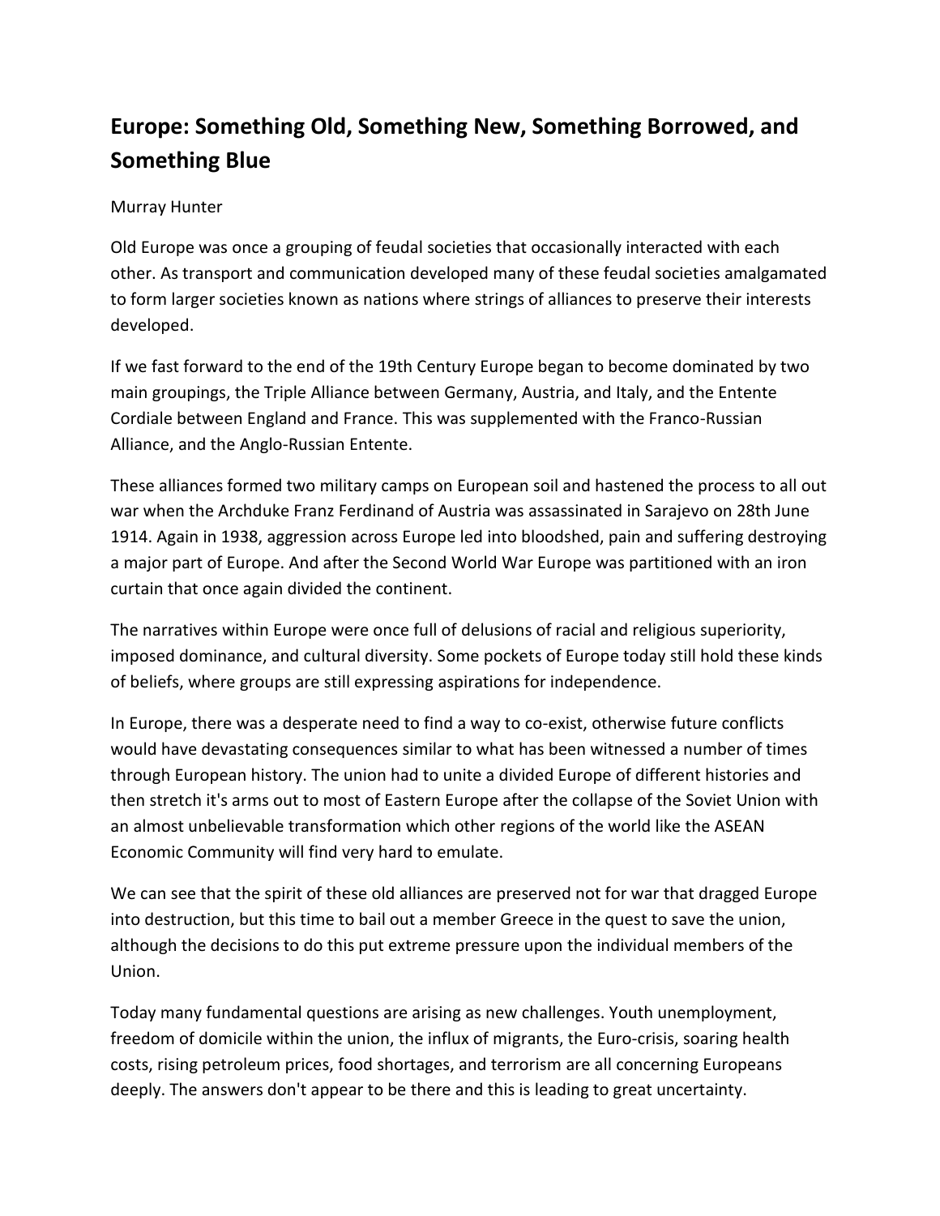# Europe: Something Old, Something New, Something Borrowed, and Something Blue

Murray Hunter

Old Europe was once a grouping of feudal societies that occasionally interacted with each other. As transport and communication developed many of these feudal societies amalgamated to form larger societies known as nations where strings of alliances to preserve their interests developed.

If we fast forward to the end of the 19th Century Europe began to become dominated by two main groupings, the Triple Alliance between Germany, Austria, and Italy, and the Entente Cordiale between England and France. This was supplemented with the Franco-Russian Alliance, and the Anglo-Russian Entente.

These alliances formed two military camps on European soil and hastened the process to all out war when the Archduke Franz Ferdinand of Austria was assassinated in Sarajevo on 28th June 1914. Again in 1938, aggression across Europe led into bloodshed, pain and suffering destroying a major part of Europe. And after the Second World War Europe was partitioned with an iron curtain that once again divided the continent.

The narratives within Europe were once full of delusions of racial and religious superiority, imposed dominance, and cultural diversity. Some pockets of Europe today still hold these kinds of beliefs, where groups are still expressing aspirations for independence.

In Europe, there was a desperate need to find a way to co-exist, otherwise future conflicts would have devastating consequences similar to what has been witnessed a number of times through European history. The union had to unite a divided Europe of different histories and then stretch it's arms out to most of Eastern Europe after the collapse of the Soviet Union with an almost unbelievable transformation which other regions of the world like the ASEAN Economic Community will find very hard to emulate.

We can see that the spirit of these old alliances are preserved not for war that dragged Europe into destruction, but this time to bail out a member Greece in the quest to save the union, although the decisions to do this put extreme pressure upon the individual members of the Union.

Today many fundamental questions are arising as new challenges. Youth unemployment, freedom of domicile within the union, the influx of migrants, the Euro-crisis, soaring health costs, rising petroleum prices, food shortages, and terrorism are all concerning Europeans deeply. The answers don't appear to be there and this is leading to great uncertainty.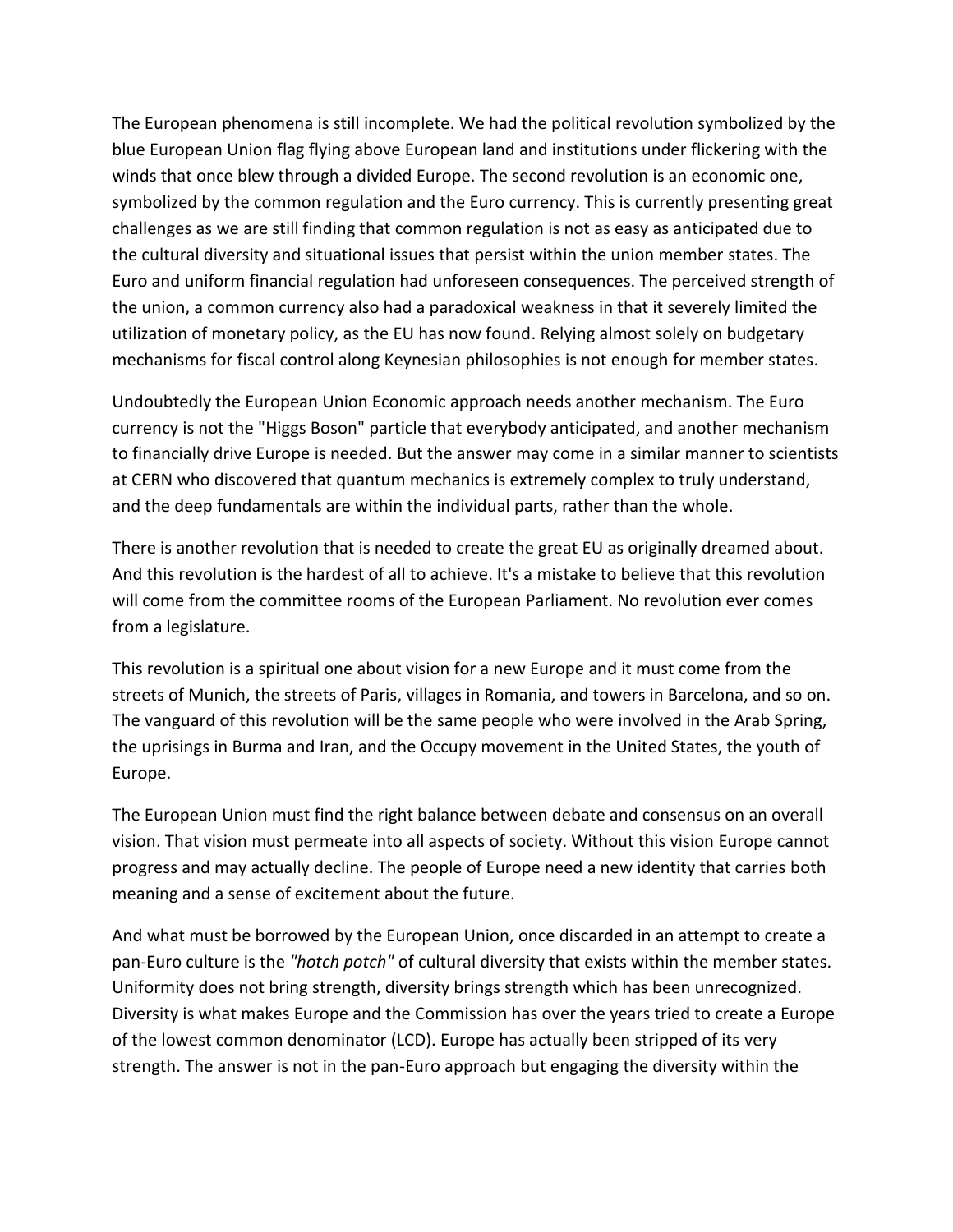The European phenomena is still incomplete. We had the political revolution symbolized by the blue European Union flag flying above European land and institutions under flickering with the winds that once blew through a divided Europe. The second revolution is an economic one, symbolized by the common regulation and the Euro currency. This is currently presenting great challenges as we are still finding that common regulation is not as easy as anticipated due to the cultural diversity and situational issues that persist within the union member states. The Euro and uniform financial regulation had unforeseen consequences. The perceived strength of the union, a common currency also had a paradoxical weakness in that it severely limited the utilization of monetary policy, as the EU has now found. Relying almost solely on budgetary mechanisms for fiscal control along Keynesian philosophies is not enough for member states.

Undoubtedly the European Union Economic approach needs another mechanism. The Euro currency is not the "Higgs Boson" particle that everybody anticipated, and another mechanism to financially drive Europe is needed. But the answer may come in a similar manner to scientists at CERN who discovered that quantum mechanics is extremely complex to truly understand, and the deep fundamentals are within the individual parts, rather than the whole.

There is another revolution that is needed to create the great EU as originally dreamed about. And this revolution is the hardest of all to achieve. It's a mistake to believe that this revolution will come from the committee rooms of the European Parliament. No revolution ever comes from a legislature.

This revolution is a spiritual one about vision for a new Europe and it must come from the streets of Munich, the streets of Paris, villages in Romania, and towers in Barcelona, and so on. The vanguard of this revolution will be the same people who were involved in the Arab Spring, the uprisings in Burma and Iran, and the Occupy movement in the United States, the youth of Europe.

The European Union must find the right balance between debate and consensus on an overall vision. That vision must permeate into all aspects of society. Without this vision Europe cannot progress and may actually decline. The people of Europe need a new identity that carries both meaning and a sense of excitement about the future.

And what must be borrowed by the European Union, once discarded in an attempt to create a pan-Euro culture is the *"hotch potch"* of cultural diversity that exists within the member states. Uniformity does not bring strength, diversity brings strength which has been unrecognized. Diversity is what makes Europe and the Commission has over the years tried to create a Europe of the lowest common denominator (LCD). Europe has actually been stripped of its very strength. The answer is not in the pan-Euro approach but engaging the diversity within the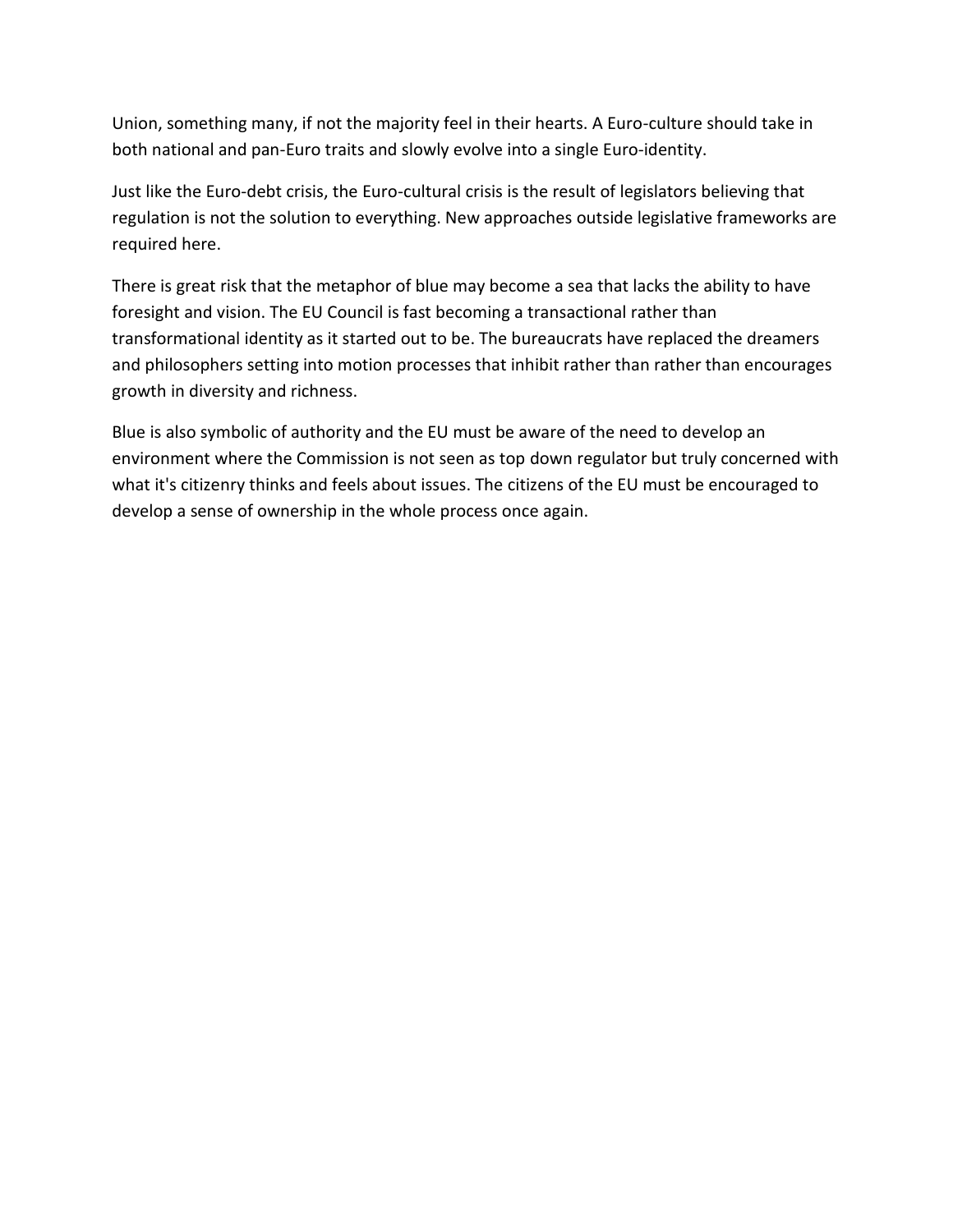Union, something many, if not the majority feel in their hearts. A Euro-culture should take in both national and pan-Euro traits and slowly evolve into a single Euro-identity.

Just like the Euro-debt crisis, the Euro-cultural crisis is the result of legislators believing that regulation is not the solution to everything. New approaches outside legislative frameworks are required here.

There is great risk that the metaphor of blue may become a sea that lacks the ability to have foresight and vision. The EU Council is fast becoming a transactional rather than transformational identity as it started out to be. The bureaucrats have replaced the dreamers and philosophers setting into motion processes that inhibit rather than rather than encourages growth in diversity and richness.

Blue is also symbolic of authority and the EU must be aware of the need to develop an environment where the Commission is not seen as top down regulator but truly concerned with what it's citizenry thinks and feels about issues. The citizens of the EU must be encouraged to develop a sense of ownership in the whole process once again.